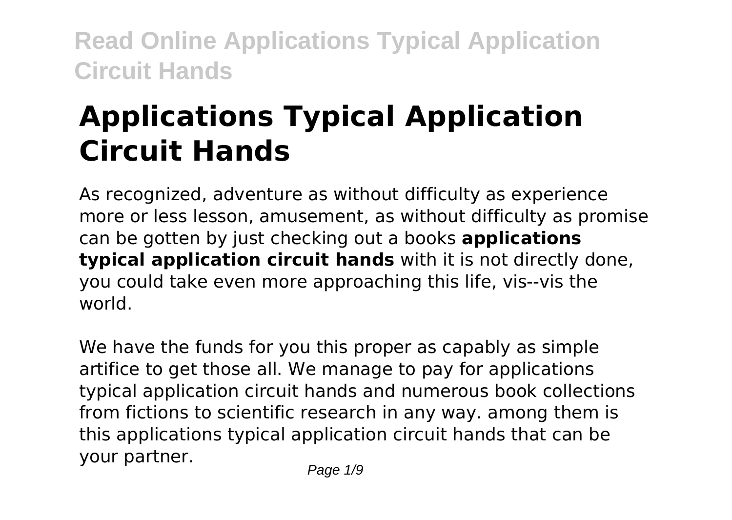# Applications Typical Application Circuit Hands

As recognized, adventure as without difficulty as experience more or less lesson, amusement, as without difficulty as promise can be gotten by just checking out a books **applications typical application circuit hands** with it is not directly done, you could take even more approaching this life, vis--vis the world.

We have the funds for you this proper as capably as simple artifice to get those all. We manage to pay for applications typical application circuit hands and numerous book collections from fictions to scientific research in any way. among them is this applications typical application circuit hands that can be your partner.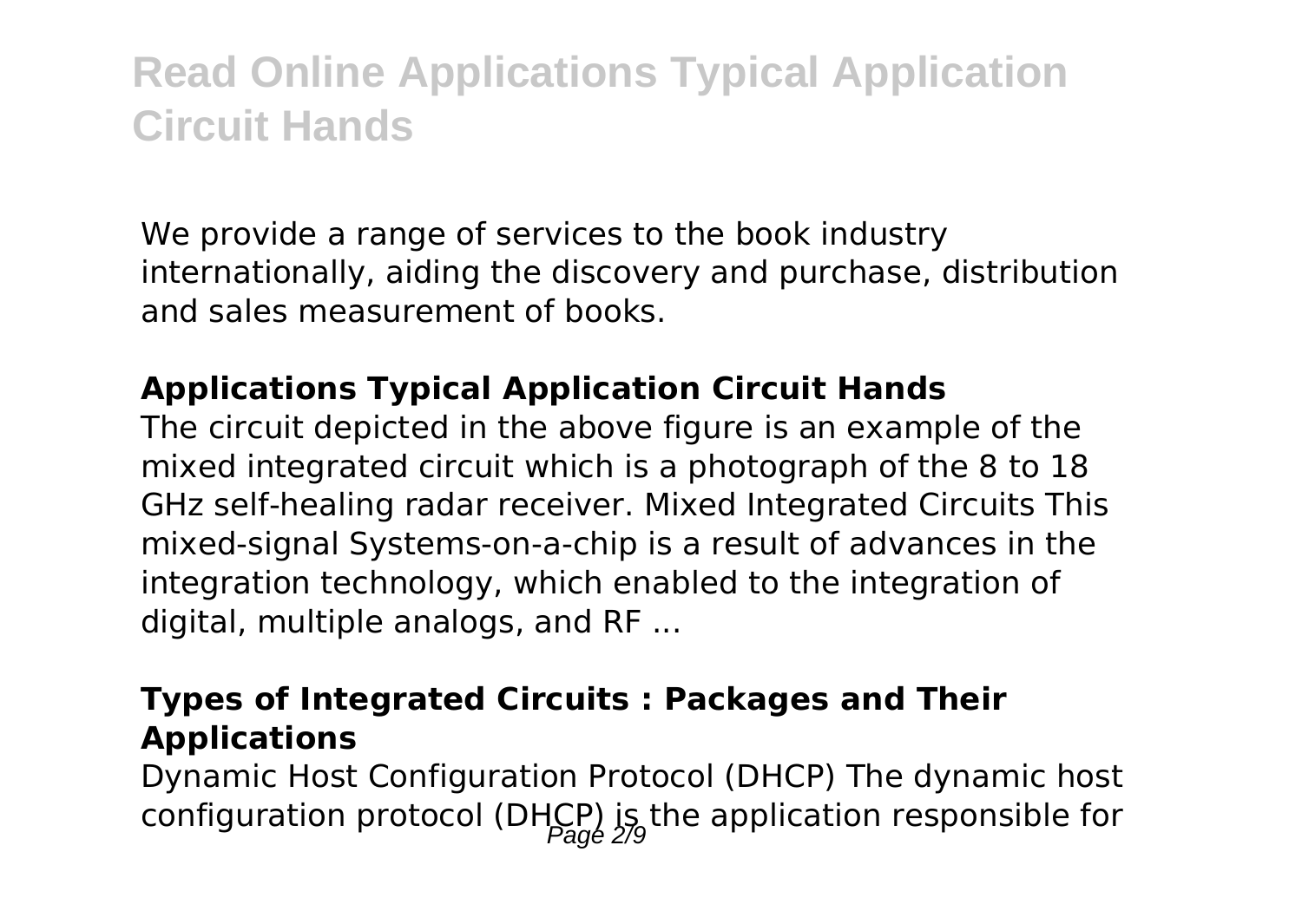We provide a range of services to the book industry internationally, aiding the discovery and purchase, distribution and sales measurement of books.

### Applications Typical Application Circuit Hands

The circuit depicted in the above figure is an example of the mixed integrated circuit which is a photograph of the 8 to 18 GHz self-healing radar receiver. Mixed Integrated Circuits This mixed-signal Systems-on-a-chip is a result of advances in the integration technology, which enabled to the integration of digital, multiple analogs, and RF ...

### Types of Integrated Circuits : Packages and Their Applications

Dynamic Host Configuration Protocol (DHCP) The dynamic host configuration protocol (DHCP) is the application responsible for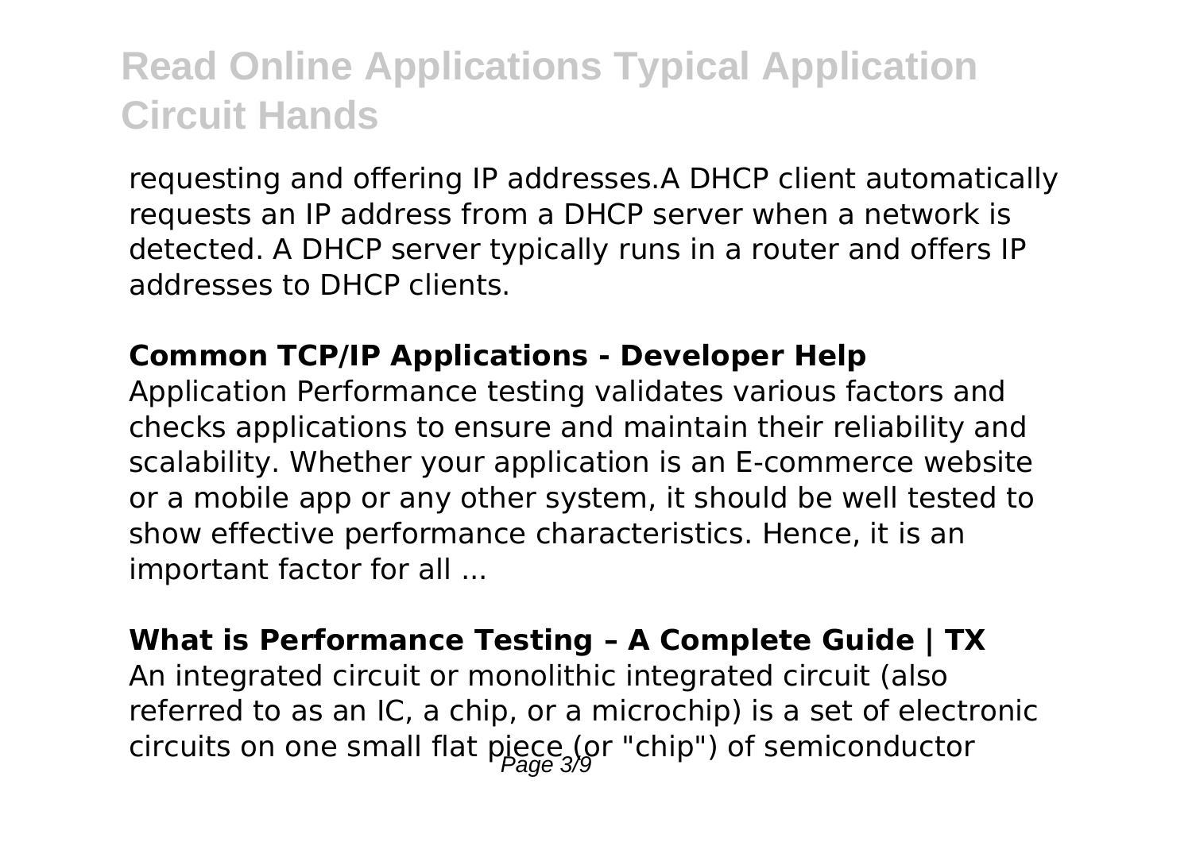requesting and offering IP addresses.A DHCP client automatically requests an IP address from a DHCP server when a network is detected. A DHCP server typically runs in a router and offers IP addresses to DHCP clients.

## Common TCP/IP Applications - Developer Help

Application Performance testing validates various factors and checks applications to ensure and maintain their reliability and scalability. Whether your application is an E-commerce website or a mobile app or any other system, it should be well tested to show effective performance characteristics. Hence, it is an important factor for all ...

## What is Performance Testing – A Complete Guide | TX

An integrated circuit or monolithic integrated circuit (also referred to as an IC, a chip, or a microchip) is a set of electronic circuits on one small flat piece (or "chip") of semiconductor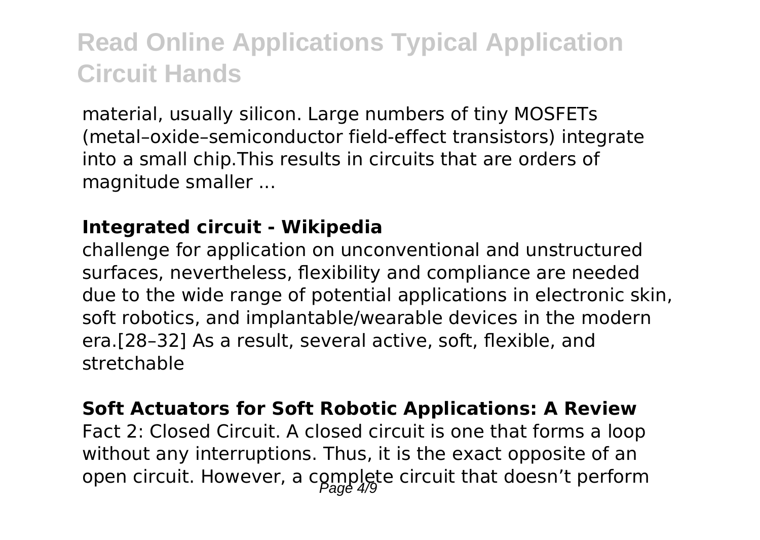material, usually silicon. Large numbers of tiny MOSFETs (metal–oxide–semiconductor field-effect transistors) integrate into a small chip.This results in circuits that are orders of magnitude smaller ...

**Integrated circuit - Wikipedia**

challenge for application on unconventional and unstructured surfaces, nevertheless, flexibility and compliance are needed due to the wide range of potential applications in electronic skin, soft robotics, and implantable/wearable devices in the modern era.[28–32] As a result, several active, soft, flexible, and stretchable

**Soft Actuators for Soft Robotic Applications: A Review**

Fact 2: Closed Circuit. A closed circuit is one that forms a loop without any interruptions. Thus, it is the exact opposite of an open circuit. However, a complete circuit that doesn't perform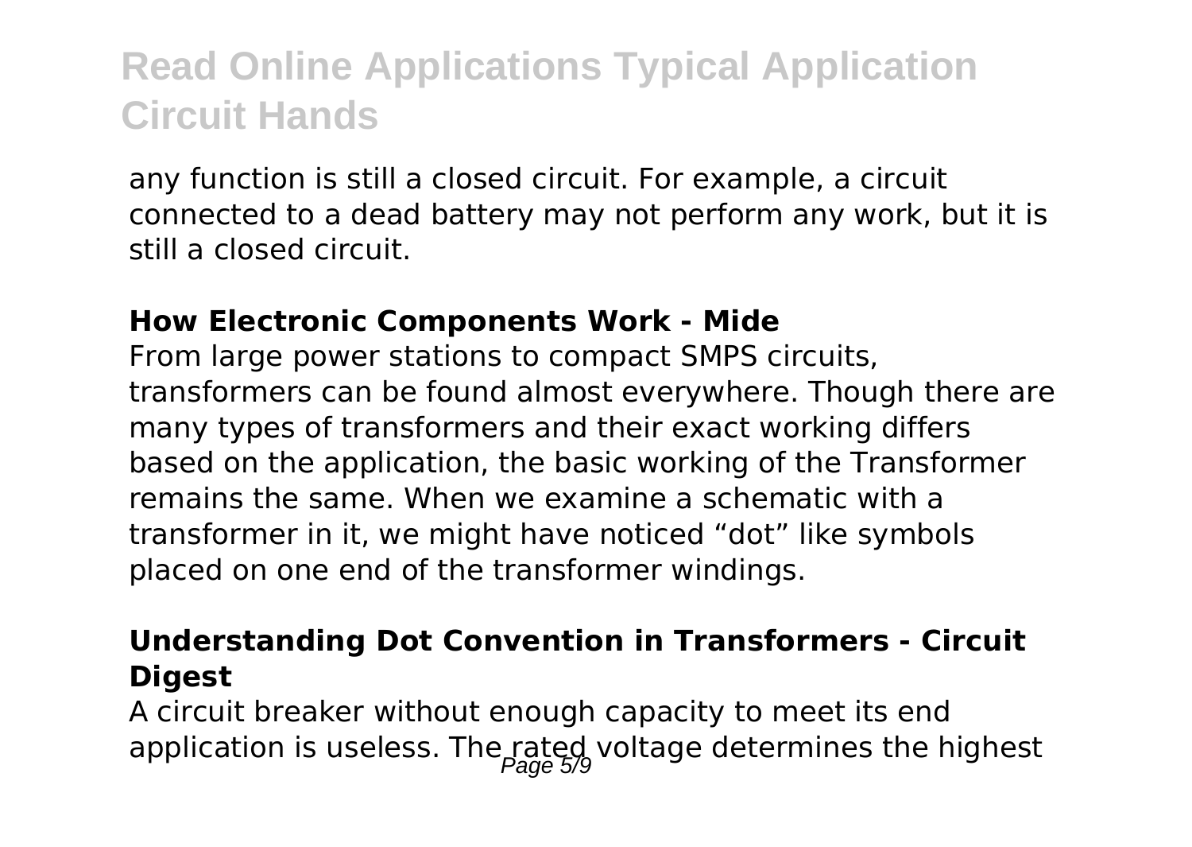any function is still a closed circuit. For example, a circuit connected to a dead battery may not perform any work, but it is still a closed circuit.

**How Electronic Components Work - Mide**

From large power stations to compact SMPS circuits, transformers can be found almost everywhere. Though there are many types of transformers and their exact working differs based on the application, the basic working of the Transformer remains the same. When we examine a schematic with a transformer in it, we might have noticed "dot" like symbols placed on one end of the transformer windings.

**Understanding Dot Convention in Transformers - Circuit Digest**

A circuit breaker without enough capacity to meet its end application is useless. The rated voltage determines the highest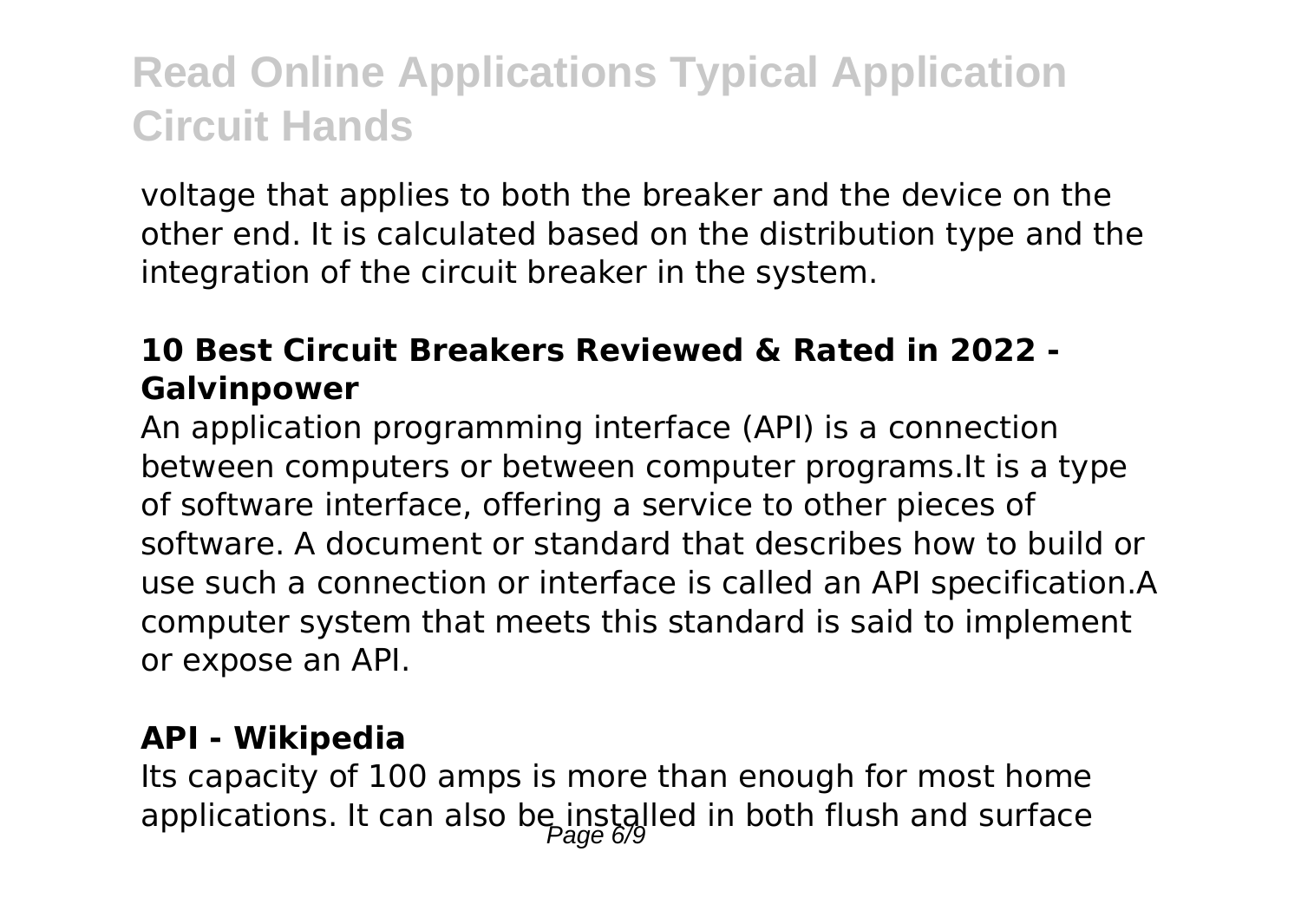voltage that applies to both the breaker and the device on the other end. It is calculated based on the distribution type and the integration of the circuit breaker in the system.

**10 Best Circuit Breakers Reviewed & Rated in 2022 - Galvinpower**

An application programming interface (API) is a connection between computers or between computer programs.It is a type of software interface, offering a service to other pieces of software. A document or standard that describes how to build or use such a connection or interface is called an API specification.A computer system that meets this standard is said to implement or expose an API.

**API - Wikipedia**

Its capacity of 100 amps is more than enough for most home applications. It can also be installed in both flush and surface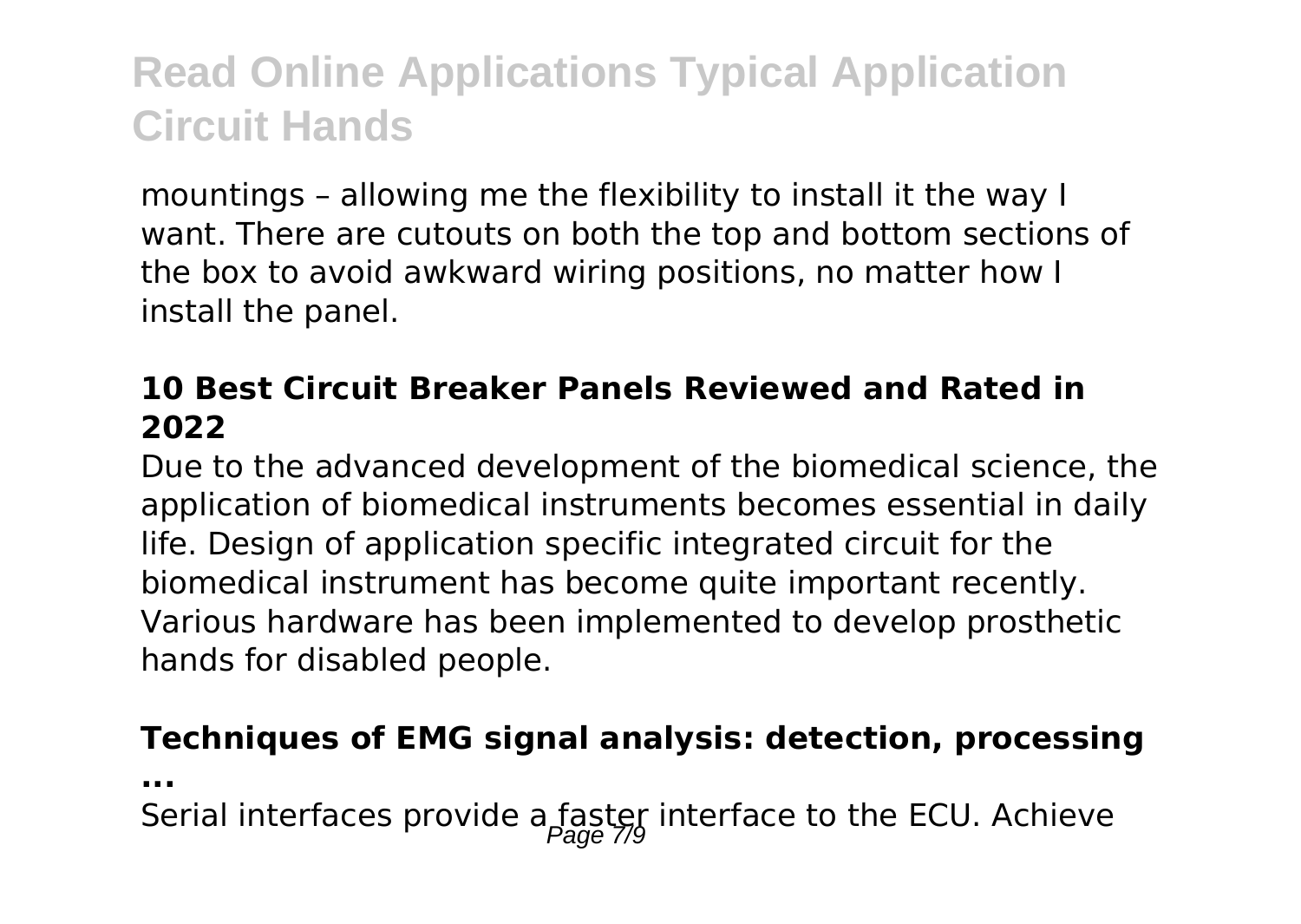mountings – allowing me the flexibility to install it the way I want. There are cutouts on both the top and bottom sections of the box to avoid awkward wiring positions, no matter how I install the panel.

### 10 Best Circuit Breaker Panels Reviewed and Rated in 2022

Due to the advanced development of the biomedical science, the application of biomedical instruments becomes essential in daily life. Design of application specific integrated circuit for the biomedical instrument has become quite important recently. Various hardware has been implemented to develop prosthetic hands for disabled people.

### Techniques of EMG signal analysis: detection, processing ...

Serial interfaces provide a faster interface to the ECU. Achieve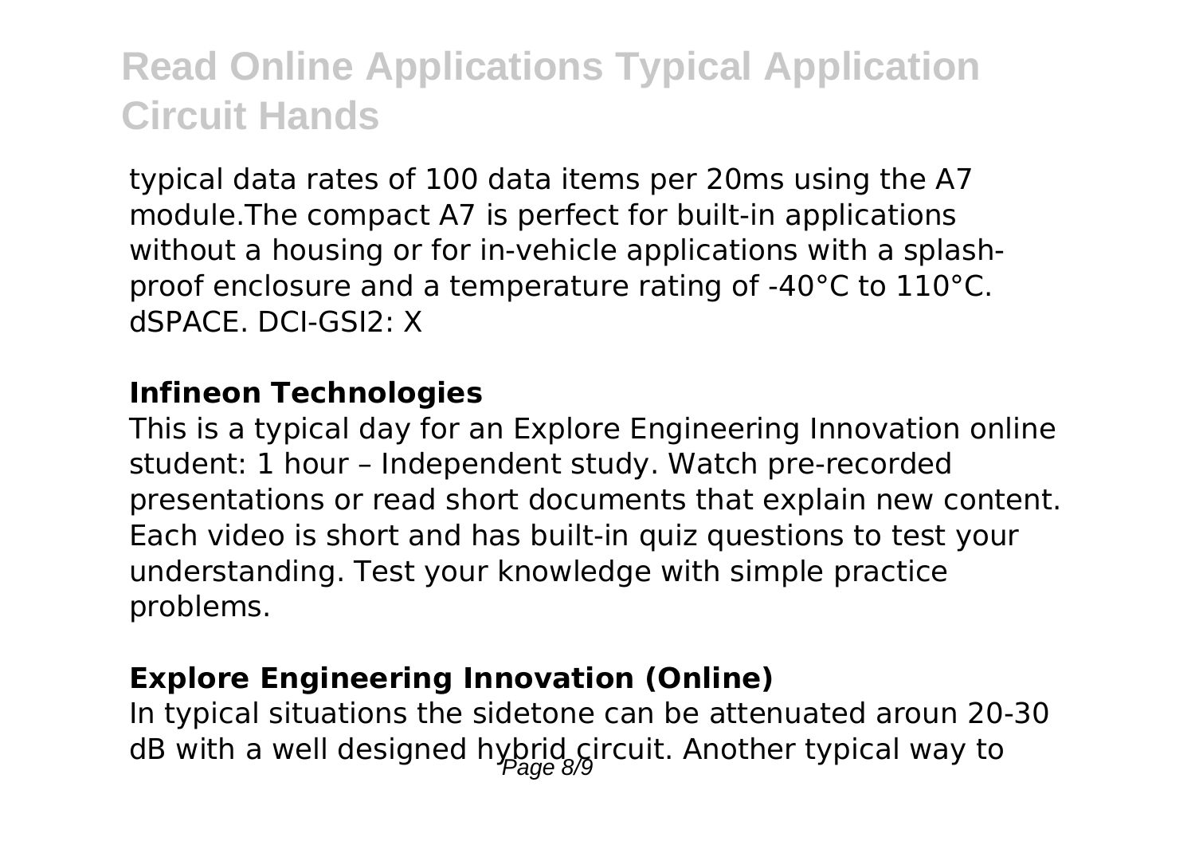typical data rates of 100 data items per 20ms using the A7 module.The compact A7 is perfect for built-in applications without a housing or for in-vehicle applications with a splash-proof enclosure and a temperature rating of -40°C to 110°C. dSPACE. DCI-GSI2: X

**Infineon Technologies**

This is a typical day for an Explore Engineering Innovation online student: 1 hour – Independent study. Watch pre-recorded presentations or read short documents that explain new content. Each video is short and has built-in quiz questions to test your understanding. Test your knowledge with simple practice problems.

**Explore Engineering Innovation (Online)**

In typical situations the sidetone can be attenuated aroun 20-30 dB with a well designed hybrid circuit. Another typical way to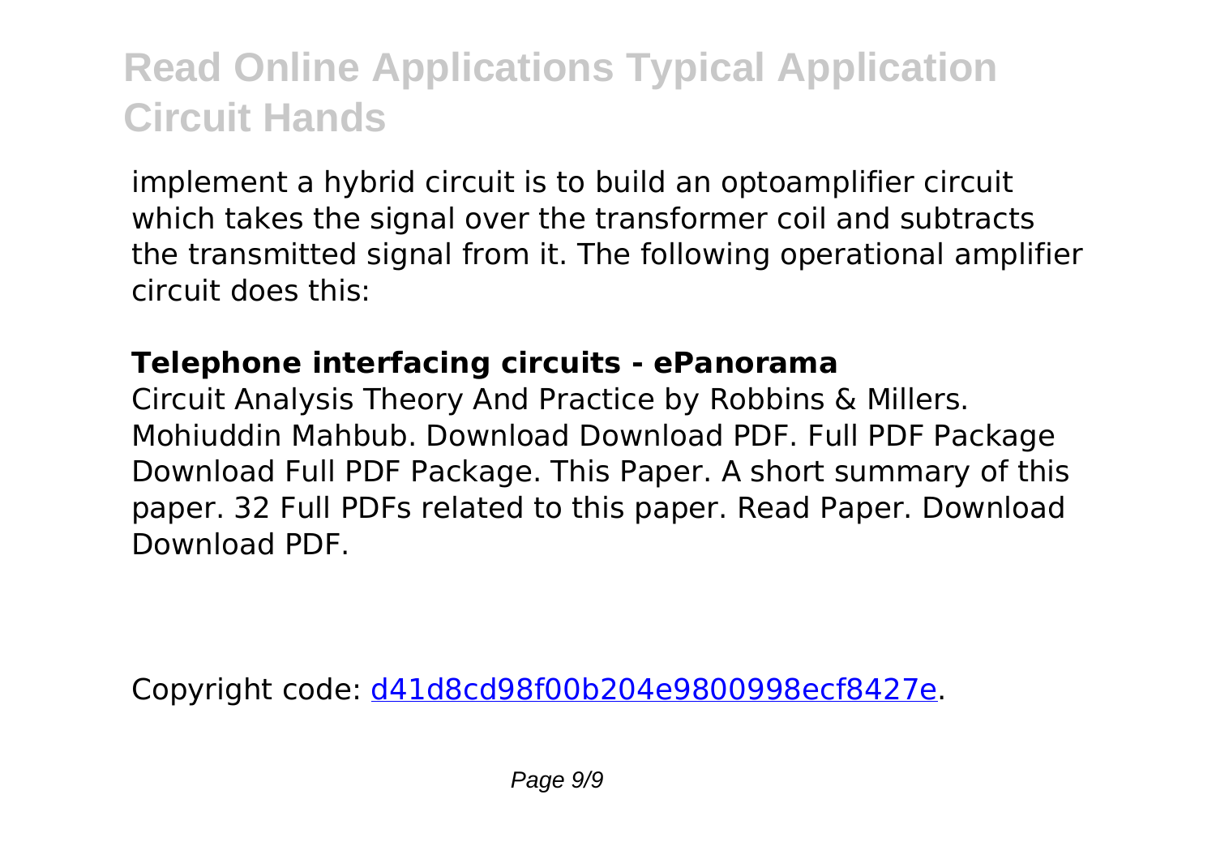implement a hybrid circuit is to build an optoamplifier circuit which takes the signal over the transformer coil and subtracts the transmitted signal from it. The following operational amplifier circuit does this:

**Telephone interfacing circuits - ePanorama**

Circuit Analysis Theory And Practice by Robbins & Millers. Mohiuddin Mahbub. Download Download PDF. Full PDF Package Download Full PDF Package. This Paper. A short summary of this paper. 32 Full PDFs related to this paper. Read Paper. Download Download PDF.

Copyright code: [d41d8cd98f00b204e9800998ecf8427e](d41d8cd98f00b204e9800998ecf8427e).